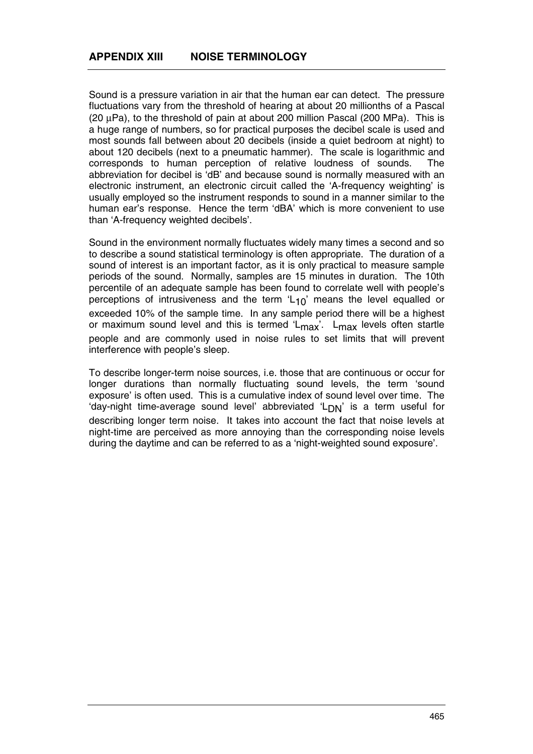## APPENDIX XIII NOISE TERMINOLOGY

Sound is a pressure variation in air that the human ear can detect. The pressure fluctuations vary from the threshold of hearing at about 20 millionths of a Pascal (20 μPa), to the threshold of pain at about 200 million Pascal (200 MPa). This is a huge range of numbers, so for practical purposes the decibel scale is used and most sounds fall between about 20 decibels (inside a quiet bedroom at night) to about 120 decibels (next to a pneumatic hammer). The scale is logarithmic and corresponds to human perception of relative loudness of sounds. The abbreviation for decibel is 'dB' and because sound is normally measured with an electronic instrument, an electronic circuit called the 'A-frequency weighting' is usually employed so the instrument responds to sound in a manner similar to the human ear's response. Hence the term 'dBA' which is more convenient to use than 'A-frequency weighted decibels'.

Sound in the environment normally fluctuates widely many times a second and so to describe a sound statistical terminology is often appropriate. The duration of a sound of interest is an important factor, as it is only practical to measure sample periods of the sound. Normally, samples are 15 minutes in duration. The 10th percentile of an adequate sample has been found to correlate well with people's perceptions of intrusiveness and the term '$L_{10}$' means the level equalled or exceeded 10% of the sample time. In any sample period there will be a highest or maximum sound level and this is termed '$L_{max}$'. $L_{max}$ levels often startle people and are commonly used in noise rules to set limits that will prevent interference with people's sleep.

To describe longer-term noise sources, i.e. those that are continuous or occur for longer durations than normally fluctuating sound levels, the term 'sound exposure' is often used. This is a cumulative index of sound level over time. The 'day-night time-average sound level' abbreviated '$L_{DN}$' is a term useful for describing longer term noise. It takes into account the fact that noise levels at night-time are perceived as more annoying than the corresponding noise levels during the daytime and can be referred to as a 'night-weighted sound exposure'.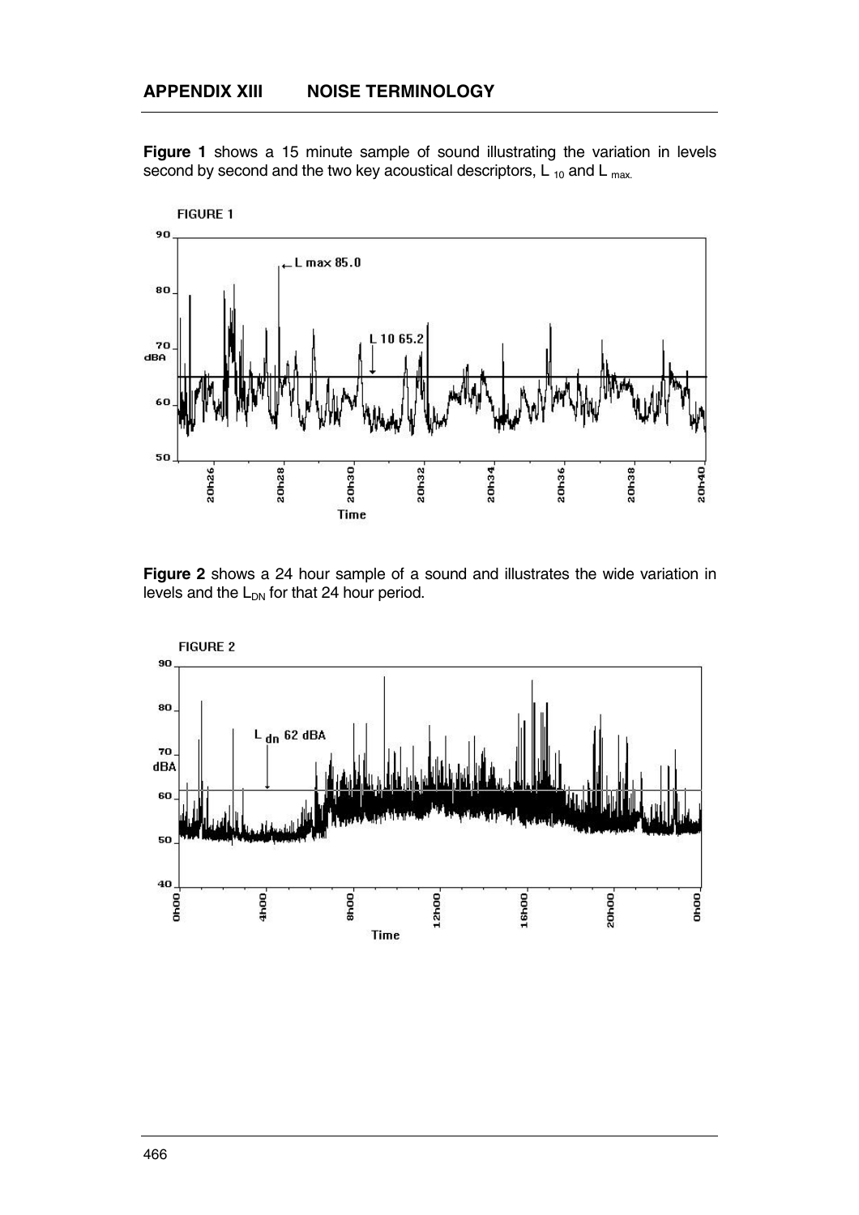## APPENDIX XIII NOISE TERMINOLOGY

**Figure 1** shows a 15 minute sample of sound illustrating the variation in levels second by second and the two key acoustical descriptors, $L_{10}$ and $L_{max.}$

FIGURE 1

L max 85.0

L 10 65.2

dBA

90
80
70
60
50

20h26
20h28
20h30
20h32
20h34
20h36
20h38
20h40

Time

**Figure 2** shows a 24 hour sample of a sound and illustrates the wide variation in levels and the $L_{DN}$ for that 24 hour period.

FIGURE 2

L dn 62 dBA

dBA

90
80
70
60
50
40

0h00
4h00
8h00
12h00
16h00
20h00
0h00

Time